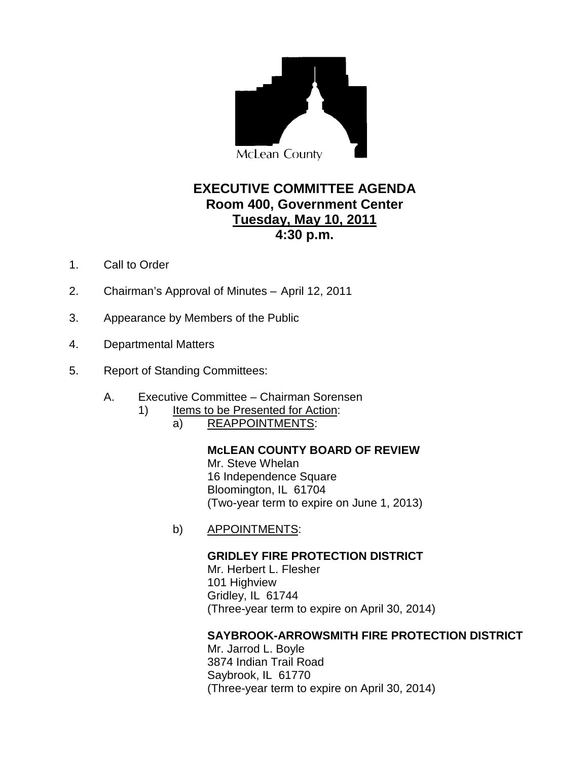McLean County

# EXECUTIVE COMMITTEE AGENDA
## Room 400, Government Center
## Tuesday, May 10, 2011
## 4:30 p.m.

1. Call to Order

2. Chairman's Approval of Minutes – April 12, 2011

3. Appearance by Members of the Public

4. Departmental Matters

5. Report of Standing Committees:

   A. Executive Committee – Chairman Sorensen
      1) Items to be Presented for Action:
         a) REAPPOINTMENTS:

            **McLEAN COUNTY BOARD OF REVIEW**
            Mr. Steve Whelan
            16 Independence Square
            Bloomington, IL 61704
            (Two-year term to expire on June 1, 2013)

         b) APPOINTMENTS:

            **GRIDLEY FIRE PROTECTION DISTRICT**
            Mr. Herbert L. Flesher
            101 Highview
            Gridley, IL 61744
            (Three-year term to expire on April 30, 2014)

            **SAYBROOK-ARROWSMITH FIRE PROTECTION DISTRICT**
            Mr. Jarrod L. Boyle
            3874 Indian Trail Road
            Saybrook, IL 61770
            (Three-year term to expire on April 30, 2014)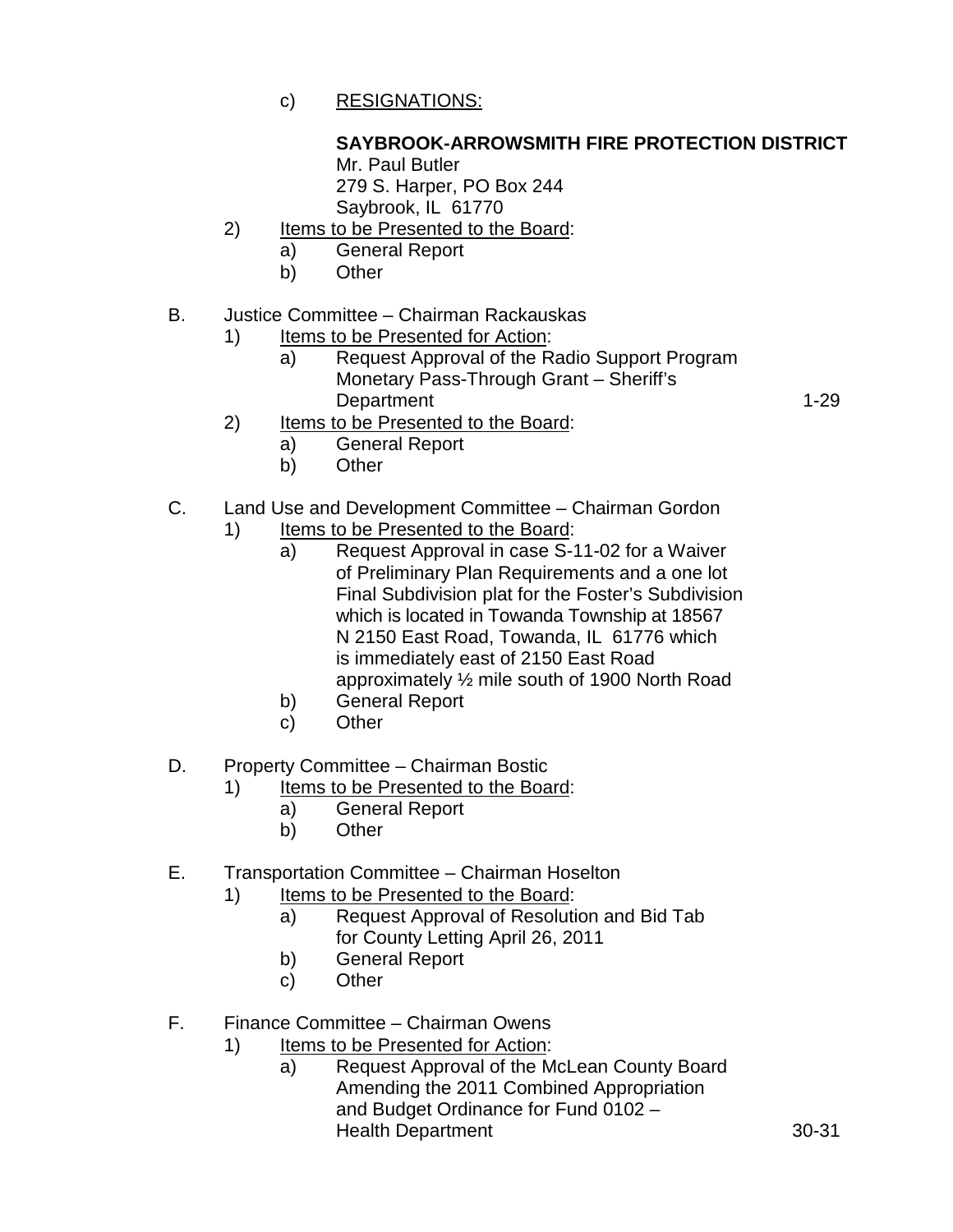c) <u>RESIGNATIONS:</u>

**SAYBROOK-ARROWSMITH FIRE PROTECTION DISTRICT**
Mr. Paul Butler
279 S. Harper, PO Box 244
Saybrook, IL 61770

2) <u>Items to be Presented to the Board</u>:
   a) General Report
   b) Other

B. Justice Committee – Chairman Rackauskas
   1) <u>Items to be Presented for Action</u>:
      a) Request Approval of the Radio Support Program Monetary Pass-Through Grant – Sheriff's Department — 1-29
   2) <u>Items to be Presented to the Board</u>:
      a) General Report
      b) Other

C. Land Use and Development Committee – Chairman Gordon
   1) <u>Items to be Presented to the Board</u>:
      a) Request Approval in case S-11-02 for a Waiver of Preliminary Plan Requirements and a one lot Final Subdivision plat for the Foster's Subdivision which is located in Towanda Township at 18567 N 2150 East Road, Towanda, IL 61776 which is immediately east of 2150 East Road approximately ½ mile south of 1900 North Road
      b) General Report
      c) Other

D. Property Committee – Chairman Bostic
   1) <u>Items to be Presented to the Board</u>:
      a) General Report
      b) Other

E. Transportation Committee – Chairman Hoselton
   1) <u>Items to be Presented to the Board</u>:
      a) Request Approval of Resolution and Bid Tab for County Letting April 26, 2011
      b) General Report
      c) Other

F. Finance Committee – Chairman Owens
   1) <u>Items to be Presented for Action</u>:
      a) Request Approval of the McLean County Board Amending the 2011 Combined Appropriation and Budget Ordinance for Fund 0102 – Health Department — 30-31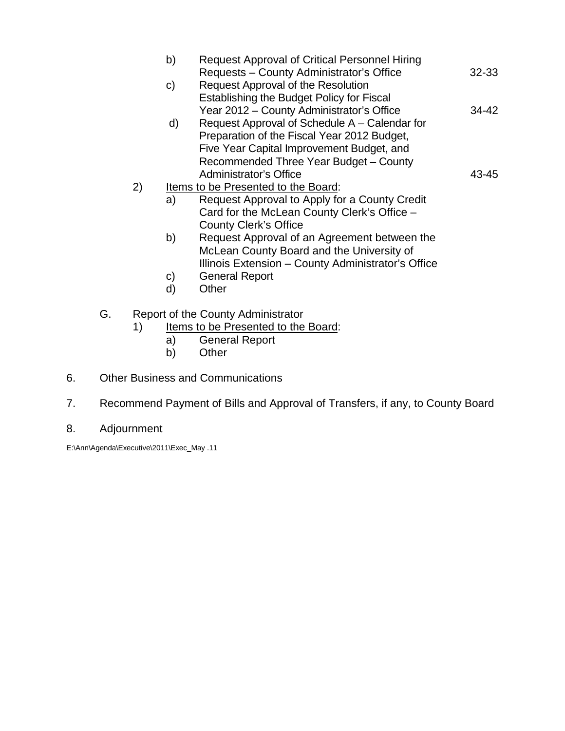- b) Request Approval of Critical Personnel Hiring Requests – County Administrator's Office 32-33
- c) Request Approval of the Resolution Establishing the Budget Policy for Fiscal Year 2012 – County Administrator's Office 34-42
- d) Request Approval of Schedule A – Calendar for Preparation of the Fiscal Year 2012 Budget, Five Year Capital Improvement Budget, and Recommended Three Year Budget – County Administrator's Office 43-45

2) Items to be Presented to the Board:
   - a) Request Approval to Apply for a County Credit Card for the McLean County Clerk's Office – County Clerk's Office
   - b) Request Approval of an Agreement between the McLean County Board and the University of Illinois Extension – County Administrator's Office
   - c) General Report
   - d) Other

G. Report of the County Administrator

1) Items to be Presented to the Board:
   - a) General Report
   - b) Other

6. Other Business and Communications

7. Recommend Payment of Bills and Approval of Transfers, if any, to County Board

8. Adjournment

E:\Ann\Agenda\Executive\2011\Exec_May .11